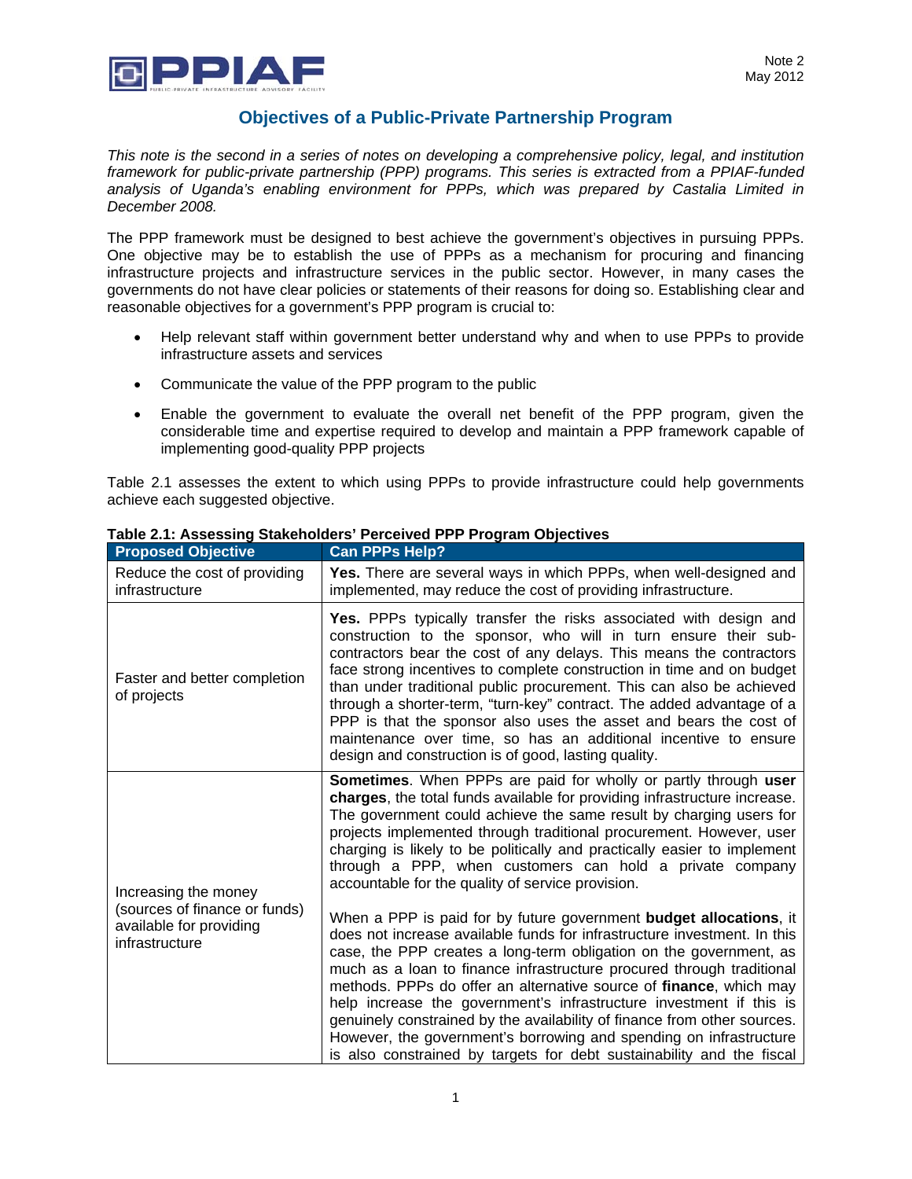# Objectives of a Public-Private Partnership Program

*This note is the second in a series of notes on developing a comprehensive policy, legal, and institution framework for public-private partnership (PPP) programs. This series is extracted from a PPIAF-funded analysis of Uganda's enabling environment for PPPs, which was prepared by Castalia Limited in December 2008.*

The PPP framework must be designed to best achieve the government's objectives in pursuing PPPs. One objective may be to establish the use of PPPs as a mechanism for procuring and financing infrastructure projects and infrastructure services in the public sector. However, in many cases the governments do not have clear policies or statements of their reasons for doing so. Establishing clear and reasonable objectives for a government's PPP program is crucial to:

- Help relevant staff within government better understand why and when to use PPPs to provide infrastructure assets and services
- Communicate the value of the PPP program to the public
- Enable the government to evaluate the overall net benefit of the PPP program, given the considerable time and expertise required to develop and maintain a PPP framework capable of implementing good-quality PPP projects

Table 2.1 assesses the extent to which using PPPs to provide infrastructure could help governments achieve each suggested objective.

**Table 2.1: Assessing Stakeholders' Perceived PPP Program Objectives**

| Proposed Objective | Can PPPs Help? |
|---|---|
| Reduce the cost of providing infrastructure | **Yes.** There are several ways in which PPPs, when well-designed and implemented, may reduce the cost of providing infrastructure. |
| Faster and better completion of projects | **Yes.** PPPs typically transfer the risks associated with design and construction to the sponsor, who will in turn ensure their sub-contractors bear the cost of any delays. This means the contractors face strong incentives to complete construction in time and on budget than under traditional public procurement. This can also be achieved through a shorter-term, "turn-key" contract. The added advantage of a PPP is that the sponsor also uses the asset and bears the cost of maintenance over time, so has an additional incentive to ensure design and construction is of good, lasting quality. |
| Increasing the money (sources of finance or funds) available for providing infrastructure | **Sometimes**. When PPPs are paid for wholly or partly through **user charges**, the total funds available for providing infrastructure increase. The government could achieve the same result by charging users for projects implemented through traditional procurement. However, user charging is likely to be politically and practically easier to implement through a PPP, when customers can hold a private company accountable for the quality of service provision.<br><br>When a PPP is paid for by future government **budget allocations**, it does not increase available funds for infrastructure investment. In this case, the PPP creates a long-term obligation on the government, as much as a loan to finance infrastructure procured through traditional methods. PPPs do offer an alternative source of **finance**, which may help increase the government's infrastructure investment if this is genuinely constrained by the availability of finance from other sources. However, the government's borrowing and spending on infrastructure is also constrained by targets for debt sustainability and the fiscal |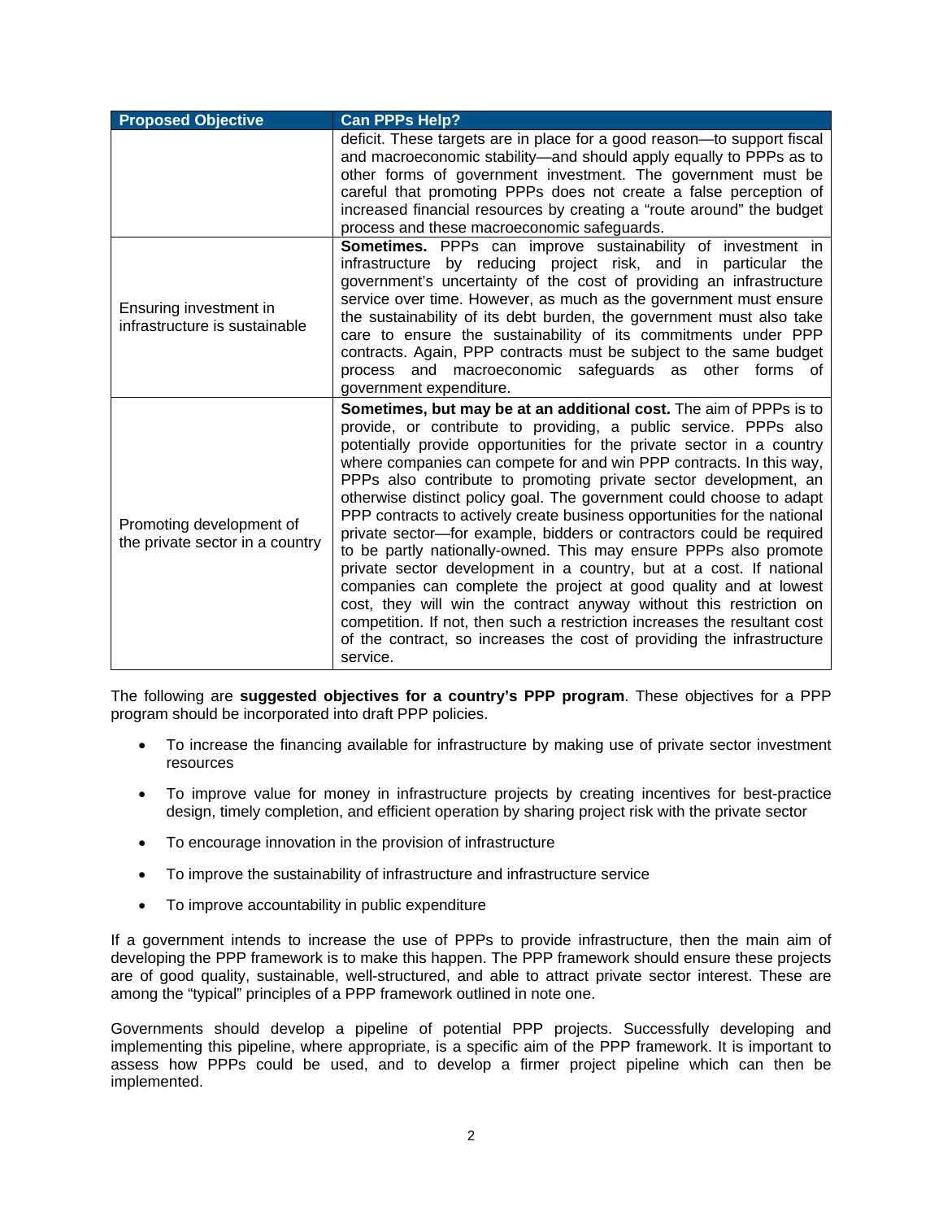| Proposed Objective | Can PPPs Help? |
| --- | --- |
| | deficit. These targets are in place for a good reason—to support fiscal and macroeconomic stability—and should apply equally to PPPs as to other forms of government investment. The government must be careful that promoting PPPs does not create a false perception of increased financial resources by creating a "route around" the budget process and these macroeconomic safeguards. |
| Ensuring investment in infrastructure is sustainable | **Sometimes.** PPPs can improve sustainability of investment in infrastructure by reducing project risk, and in particular the government's uncertainty of the cost of providing an infrastructure service over time. However, as much as the government must ensure the sustainability of its debt burden, the government must also take care to ensure the sustainability of its commitments under PPP contracts. Again, PPP contracts must be subject to the same budget process and macroeconomic safeguards as other forms of government expenditure. |
| Promoting development of the private sector in a country | **Sometimes, but may be at an additional cost.** The aim of PPPs is to provide, or contribute to providing, a public service. PPPs also potentially provide opportunities for the private sector in a country where companies can compete for and win PPP contracts. In this way, PPPs also contribute to promoting private sector development, an otherwise distinct policy goal. The government could choose to adapt PPP contracts to actively create business opportunities for the national private sector—for example, bidders or contractors could be required to be partly nationally-owned. This may ensure PPPs also promote private sector development in a country, but at a cost. If national companies can complete the project at good quality and at lowest cost, they will win the contract anyway without this restriction on competition. If not, then such a restriction increases the resultant cost of the contract, so increases the cost of providing the infrastructure service. |

The following are **suggested objectives for a country's PPP program**. These objectives for a PPP program should be incorporated into draft PPP policies.

- To increase the financing available for infrastructure by making use of private sector investment resources
- To improve value for money in infrastructure projects by creating incentives for best-practice design, timely completion, and efficient operation by sharing project risk with the private sector
- To encourage innovation in the provision of infrastructure
- To improve the sustainability of infrastructure and infrastructure service
- To improve accountability in public expenditure

If a government intends to increase the use of PPPs to provide infrastructure, then the main aim of developing the PPP framework is to make this happen. The PPP framework should ensure these projects are of good quality, sustainable, well-structured, and able to attract private sector interest. These are among the "typical" principles of a PPP framework outlined in note one.

Governments should develop a pipeline of potential PPP projects. Successfully developing and implementing this pipeline, where appropriate, is a specific aim of the PPP framework. It is important to assess how PPPs could be used, and to develop a firmer project pipeline which can then be implemented.